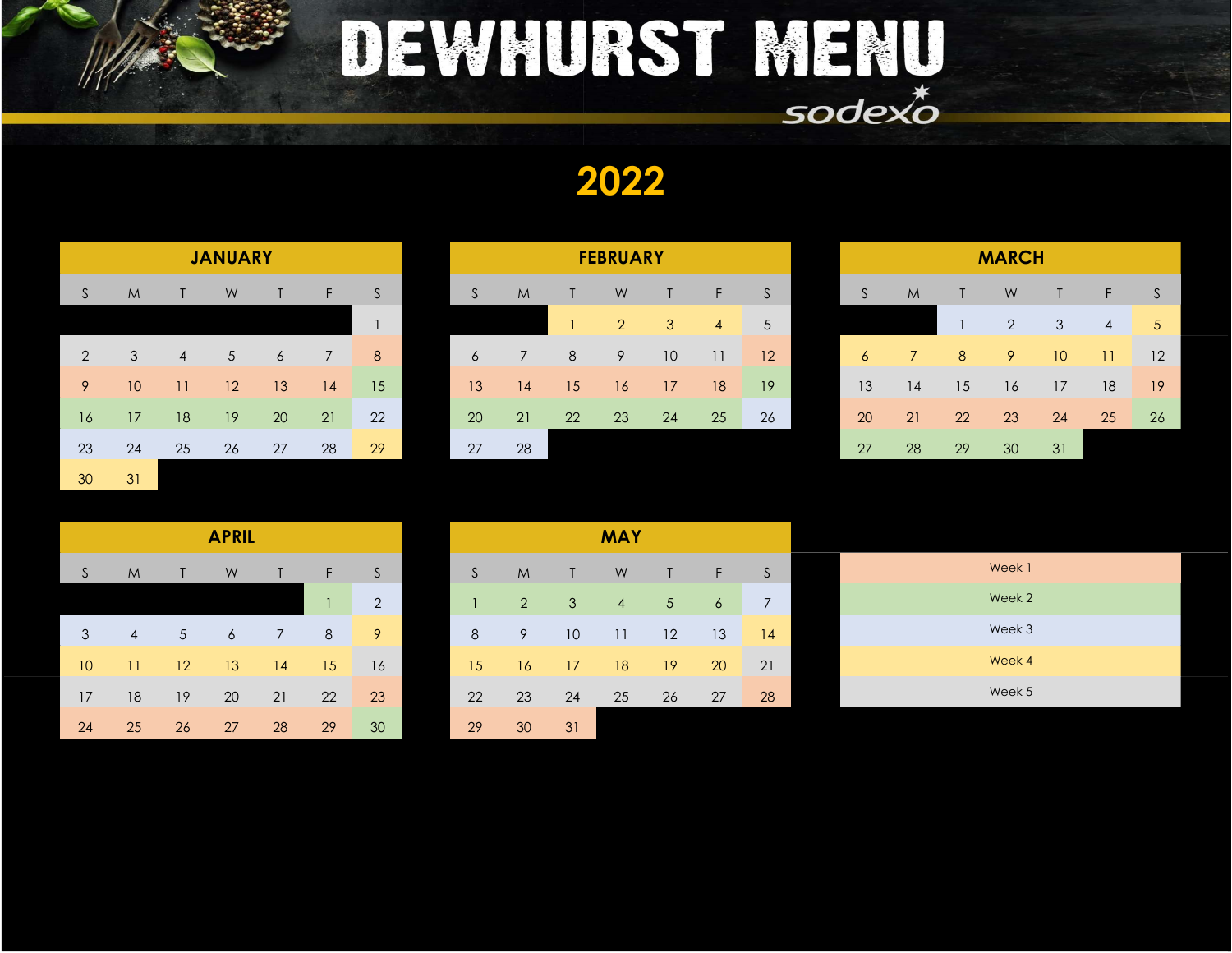# DEWHURST MENU

sodexo

## 2022

### JANUARY

| S | M | T | W | T | F | S |
|---|---|---|---|---|---|---|
| | | | | | | 1 |
| 2 | 3 | 4 | 5 | 6 | 7 | 8 |
| 9 | 10 | 11 | 12 | 13 | 14 | 15 |
| 16 | 17 | 18 | 19 | 20 | 21 | 22 |
| 23 | 24 | 25 | 26 | 27 | 28 | 29 |
| 30 | 31 | | | | | |

### FEBRUARY

| S | M | T | W | T | F | S |
|---|---|---|---|---|---|---|
| | | 1 | 2 | 3 | 4 | 5 |
| 6 | 7 | 8 | 9 | 10 | 11 | 12 |
| 13 | 14 | 15 | 16 | 17 | 18 | 19 |
| 20 | 21 | 22 | 23 | 24 | 25 | 26 |
| 27 | 28 | | | | | |

### MARCH

| S | M | T | W | T | F | S |
|---|---|---|---|---|---|---|
| | | 1 | 2 | 3 | 4 | 5 |
| 6 | 7 | 8 | 9 | 10 | 11 | 12 |
| 13 | 14 | 15 | 16 | 17 | 18 | 19 |
| 20 | 21 | 22 | 23 | 24 | 25 | 26 |
| 27 | 28 | 29 | 30 | 31 | | |

### APRIL

| S | M | T | W | T | F | S |
|---|---|---|---|---|---|---|
| | | | | | 1 | 2 |
| 3 | 4 | 5 | 6 | 7 | 8 | 9 |
| 10 | 11 | 12 | 13 | 14 | 15 | 16 |
| 17 | 18 | 19 | 20 | 21 | 22 | 23 |
| 24 | 25 | 26 | 27 | 28 | 29 | 30 |

### MAY

| S | M | T | W | T | F | S |
|---|---|---|---|---|---|---|
| 1 | 2 | 3 | 4 | 5 | 6 | 7 |
| 8 | 9 | 10 | 11 | 12 | 13 | 14 |
| 15 | 16 | 17 | 18 | 19 | 20 | 21 |
| 22 | 23 | 24 | 25 | 26 | 27 | 28 |
| 29 | 30 | 31 | | | | |

- Week 1
- Week 2
- Week 3
- Week 4
- Week 5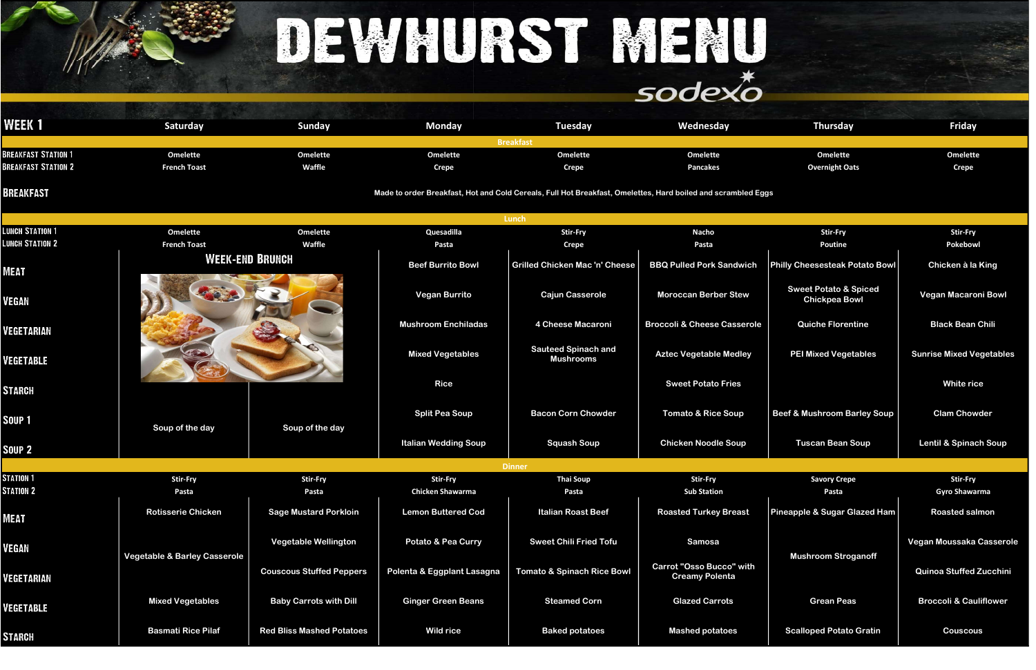# DEWHURST MENU

sodexo

| WEEK 1 | Saturday | Sunday | Monday | Tuesday | Wednesday | Thursday | Friday |
|---|---|---|---|---|---|---|---|
| **Breakfast** | | | | | | | |
| Breakfast Station 1 | Omelette | Omelette | Omelette | Omelette | Omelette | Omelette | Omelette |
| Breakfast Station 2 | French Toast | Waffle | Crepe | Crepe | Pancakes | Overnight Oats | Crepe |
| Breakfast | Made to order Breakfast, Hot and Cold Cereals, Full Hot Breakfast, Omelettes, Hard boiled and scrambled Eggs | | | | | | |
| **Lunch** | | | | | | | |
| Lunch Station 1 | Omelette | Omelette | Quesadilla | Stir-Fry | Nacho | Stir-Fry | Stir-Fry |
| Lunch Station 2 | French Toast | Waffle | Pasta | Crepe | Pasta | Poutine | Pokebowl |
| Meat | Week-End Brunch | | Beef Burrito Bowl | Grilled Chicken Mac 'n' Cheese | BBQ Pulled Pork Sandwich | Philly Cheesesteak Potato Bowl | Chicken à la King |
| Vegan | | | Vegan Burrito | Cajun Casserole | Moroccan Berber Stew | Sweet Potato & Spiced Chickpea Bowl | Vegan Macaroni Bowl |
| Vegetarian | | | Mushroom Enchiladas | 4 Cheese Macaroni | Broccoli & Cheese Casserole | Quiche Florentine | Black Bean Chili |
| Vegetable | | | Mixed Vegetables | Sauteed Spinach and Mushrooms | Aztec Vegetable Medley | PEI Mixed Vegetables | Sunrise Mixed Vegetables |
| Starch | | | Rice | | Sweet Potato Fries | | White rice |
| Soup 1 | Soup of the day | Soup of the day | Split Pea Soup | Bacon Corn Chowder | Tomato & Rice Soup | Beef & Mushroom Barley Soup | Clam Chowder |
| Soup 2 | | | Italian Wedding Soup | Squash Soup | Chicken Noodle Soup | Tuscan Bean Soup | Lentil & Spinach Soup |
| **Dinner** | | | | | | | |
| Station 1 | Stir-Fry | Stir-Fry | Stir-Fry | Thai Soup | Stir-Fry | Savory Crepe | Stir-Fry |
| Station 2 | Pasta | Pasta | Chicken Shawarma | Pasta | Sub Station | Pasta | Gyro Shawarma |
| Meat | Rotisserie Chicken | Sage Mustard Porkloin | Lemon Buttered Cod | Italian Roast Beef | Roasted Turkey Breast | Pineapple & Sugar Glazed Ham | Roasted salmon |
| Vegan | Vegetable & Barley Casserole | Vegetable Wellington | Potato & Pea Curry | Sweet Chili Fried Tofu | Samosa | Mushroom Stroganoff | Vegan Moussaka Casserole |
| Vegetarian | | Couscous Stuffed Peppers | Polenta & Eggplant Lasagna | Tomato & Spinach Rice Bowl | Carrot "Osso Bucco" with Creamy Polenta | | Quinoa Stuffed Zucchini |
| Vegetable | Mixed Vegetables | Baby Carrots with Dill | Ginger Green Beans | Steamed Corn | Glazed Carrots | Grean Peas | Broccoli & Cauliflower |
| Starch | Basmati Rice Pilaf | Red Bliss Mashed Potatoes | Wild rice | Baked potatoes | Mashed potatoes | Scalloped Potato Gratin | Couscous |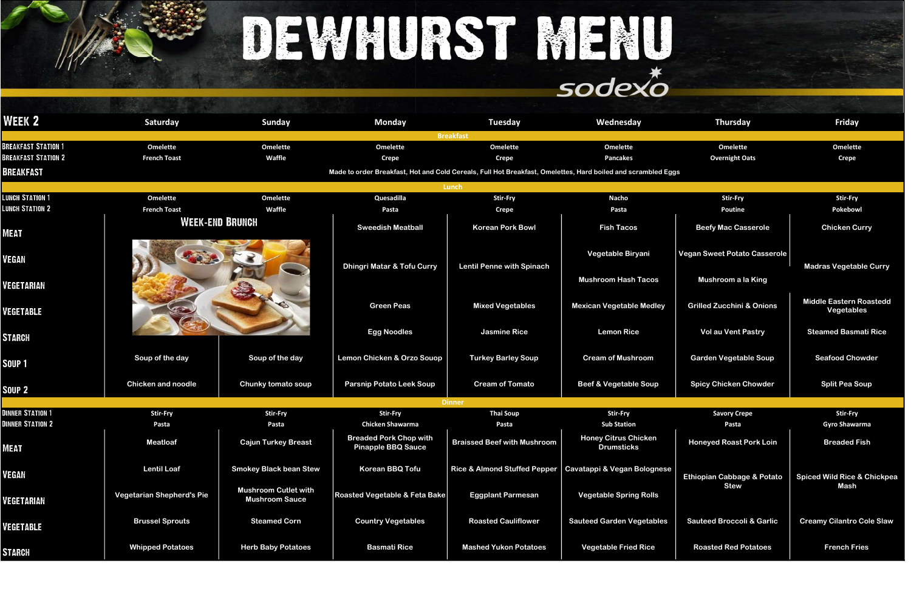# DEWHURST MENU

sodexo

| WEEK 2 | Saturday | Sunday | Monday | Tuesday | Wednesday | Thursday | Friday |
|---|---|---|---|---|---|---|---|
| **Breakfast** | | | | | | | |
| BREAKFAST STATION 1 | Omelette | Omelette | Omelette | Omelette | Omelette | Omelette | Omelette |
| BREAKFAST STATION 2 | French Toast | Waffle | Crepe | Crepe | Pancakes | Overnight Oats | Crepe |
| BREAKFAST | Made to order Breakfast, Hot and Cold Cereals, Full Hot Breakfast, Omelettes, Hard boiled and scrambled Eggs | | | | | | |
| **Lunch** | | | | | | | |
| LUNCH STATION 1 | Omelette | Omelette | Quesadilla | Stir-Fry | Nacho | Stir-Fry | Stir-Fry |
| LUNCH STATION 2 | French Toast | Waffle | Pasta | Crepe | Pasta | Poutine | Pokebowl |
| MEAT | WEEK-END BRUNCH | | Sweedish Meatball | Korean Pork Bowl | Fish Tacos | Beefy Mac Casserole | Chicken Curry |
| VEGAN | | | Dhingri Matar & Tofu Curry | Lentil Penne with Spinach | Vegetable Biryani | Vegan Sweet Potato Casserole | Madras Vegetable Curry |
| VEGETARIAN | | | | | Mushroom Hash Tacos | Mushroom a la King | |
| VEGETABLE | | | Green Peas | Mixed Vegetables | Mexican Vegetable Medley | Grilled Zucchini & Onions | Middle Eastern Roastedd Vegetables |
| STARCH | | | Egg Noodles | Jasmine Rice | Lemon Rice | Vol au Vent Pastry | Steamed Basmati Rice |
| SOUP 1 | Soup of the day | Soup of the day | Lemon Chicken & Orzo Souop | Turkey Barley Soup | Cream of Mushroom | Garden Vegetable Soup | Seafood Chowder |
| SOUP 2 | Chicken and noodle | Chunky tomato soup | Parsnip Potato Leek Soup | Cream of Tomato | Beef & Vegetable Soup | Spicy Chicken Chowder | Split Pea Soup |
| **Dinner** | | | | | | | |
| DINNER STATION 1 | Stir-Fry | Stir-Fry | Stir-Fry | Thai Soup | Stir-Fry | Savory Crepe | Stir-Fry |
| DINNER STATION 2 | Pasta | Pasta | Chicken Shawarma | Pasta | Sub Station | Pasta | Gyro Shawarma |
| MEAT | Meatloaf | Cajun Turkey Breast | Breaded Pork Chop with Pinapple BBQ Sauce | Braissed Beef with Mushroom | Honey Citrus Chicken Drumsticks | Honeyed Roast Pork Loin | Breaded Fish |
| VEGAN | Lentil Loaf | Smokey Black bean Stew | Korean BBQ Tofu | Rice & Almond Stuffed Pepper | Cavatappi & Vegan Bolognese | Ethiopian Cabbage & Potato Stew | Spiced Wild Rice & Chickpea Mash |
| VEGETARIAN | Vegetarian Shepherd's Pie | Mushroom Cutlet with Mushroom Sauce | Roasted Vegetable & Feta Bake | Eggplant Parmesan | Vegetable Spring Rolls | | |
| VEGETABLE | Brussel Sprouts | Steamed Corn | Country Vegetables | Roasted Cauliflower | Sauteed Garden Vegetables | Sauteed Broccoli & Garlic | Creamy Cilantro Cole Slaw |
| STARCH | Whipped Potatoes | Herb Baby Potatoes | Basmati Rice | Mashed Yukon Potatoes | Vegetable Fried Rice | Roasted Red Potatoes | French Fries |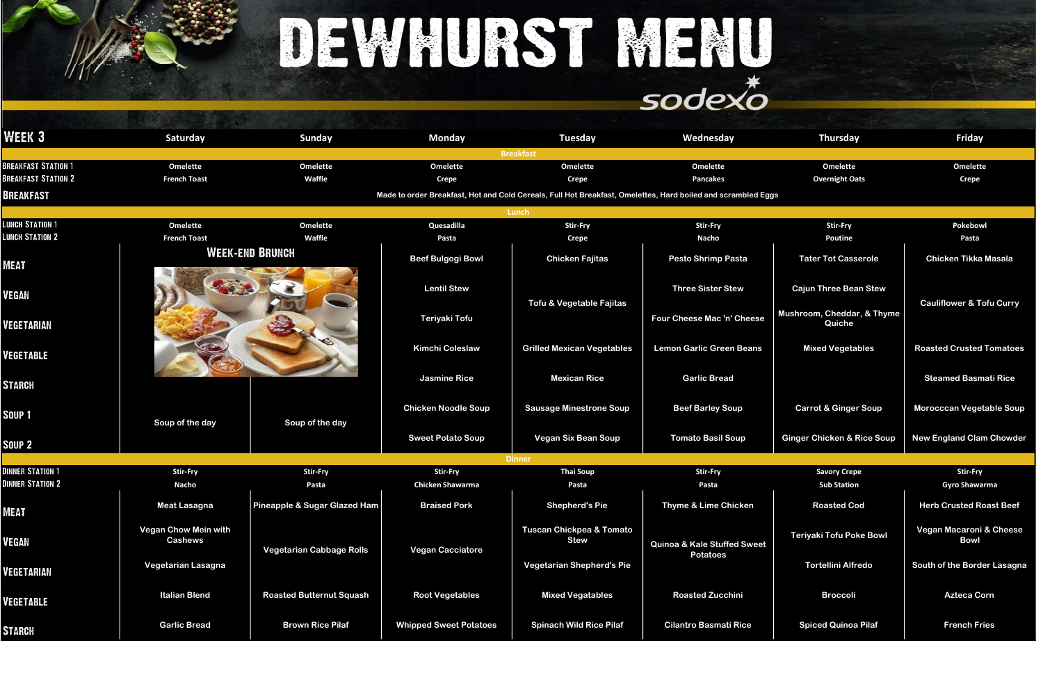# DEWHURST MENU

sodexo

| WEEK 3 | Saturday | Sunday | Monday | Tuesday | Wednesday | Thursday | Friday |
|---|---|---|---|---|---|---|---|
| **Breakfast** | | | | | | | |
| Breakfast Station 1 | Omelette | Omelette | Omelette | Omelette | Omelette | Omelette | Omelette |
| Breakfast Station 2 | French Toast | Waffle | Crepe | Crepe | Pancakes | Overnight Oats | Crepe |
| Breakfast | Made to order Breakfast, Hot and Cold Cereals, Full Hot Breakfast, Omelettes, Hard boiled and scrambled Eggs | | | | | | |
| **Lunch** | | | | | | | |
| Lunch Station 1 | Omelette | Omelette | Quesadilla | Stir-Fry | Stir-Fry | Stir-Fry | Pokebowl |
| Lunch Station 2 | French Toast | Waffle | Pasta | Crepe | Nacho | Poutine | Pasta |
| Meat | Week-End Brunch | | Beef Bulgogi Bowl | Chicken Fajitas | Pesto Shrimp Pasta | Tater Tot Casserole | Chicken Tikka Masala |
| Vegan | | | Lentil Stew | Tofu & Vegetable Fajitas | Three Sister Stew | Cajun Three Bean Stew | Cauliflower & Tofu Curry |
| Vegetarian | | | Teriyaki Tofu | | Four Cheese Mac 'n' Cheese | Mushroom, Cheddar, & Thyme Quiche | |
| Vegetable | | | Kimchi Coleslaw | Grilled Mexican Vegetables | Lemon Garlic Green Beans | Mixed Vegetables | Roasted Crusted Tomatoes |
| Starch | | | Jasmine Rice | Mexican Rice | Garlic Bread | | Steamed Basmati Rice |
| Soup 1 | Soup of the day | Soup of the day | Chicken Noodle Soup | Sausage Minestrone Soup | Beef Barley Soup | Carrot & Ginger Soup | Morocccan Vegetable Soup |
| Soup 2 | | | Sweet Potato Soup | Vegan Six Bean Soup | Tomato Basil Soup | Ginger Chicken & Rice Soup | New England Clam Chowder |
| **Dinner** | | | | | | | |
| Dinner Station 1 | Stir-Fry | Stir-Fry | Stir-Fry | Thai Soup | Stir-Fry | Savory Crepe | Stir-Fry |
| Dinner Station 2 | Nacho | Pasta | Chicken Shawarma | Pasta | Pasta | Sub Station | Gyro Shawarma |
| Meat | Meat Lasagna | Pineapple & Sugar Glazed Ham | Braised Pork | Shepherd's Pie | Thyme & Lime Chicken | Roasted Cod | Herb Crusted Roast Beef |
| Vegan | Vegan Chow Mein with Cashews | Vegetarian Cabbage Rolls | Vegan Cacciatore | Tuscan Chickpea & Tomato Stew | Quinoa & Kale Stuffed Sweet Potatoes | Teriyaki Tofu Poke Bowl | Vegan Macaroni & Cheese Bowl |
| Vegetarian | Vegetarian Lasagna | | | Vegetarian Shepherd's Pie | | Tortellini Alfredo | South of the Border Lasagna |
| Vegetable | Italian Blend | Roasted Butternut Squash | Root Vegetables | Mixed Vegatables | Roasted Zucchini | Broccoli | Azteca Corn |
| Starch | Garlic Bread | Brown Rice Pilaf | Whipped Sweet Potatoes | Spinach Wild Rice Pilaf | Cilantro Basmati Rice | Spiced Quinoa Pilaf | French Fries |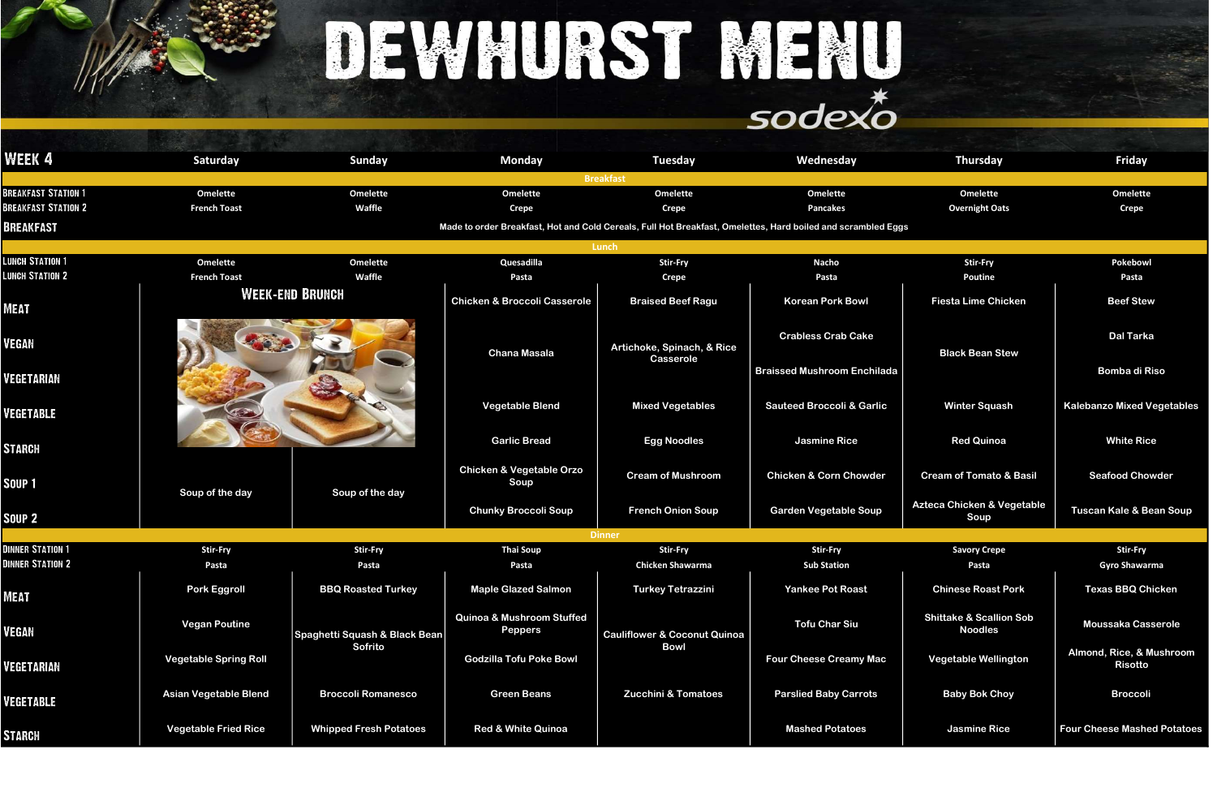# DEWHURST MENU

sodexo

| WEEK 4 | Saturday | Sunday | Monday | Tuesday | Wednesday | Thursday | Friday |
|---|---|---|---|---|---|---|---|
| **Breakfast** | | | | | | | |
| Breakfast Station 1 | Omelette | Omelette | Omelette | Omelette | Omelette | Omelette | Omelette |
| Breakfast Station 2 | French Toast | Waffle | Crepe | Crepe | Pancakes | Overnight Oats | Crepe |
| Breakfast | Made to order Breakfast, Hot and Cold Cereals, Full Hot Breakfast, Omelettes, Hard boiled and scrambled Eggs | | | | | | |
| **Lunch** | | | | | | | |
| Lunch Station 1 | Omelette | Omelette | Quesadilla | Stir-Fry | Nacho | Stir-Fry | Pokebowl |
| Lunch Station 2 | French Toast | Waffle | Pasta | Crepe | Pasta | Poutine | Pasta |
| Meat | Week-End Brunch | | Chicken & Broccoli Casserole | Braised Beef Ragu | Korean Pork Bowl | Fiesta Lime Chicken | Beef Stew |
| Vegan | | | Chana Masala | Artichoke, Spinach, & Rice Casserole | Crabless Crab Cake | Black Bean Stew | Dal Tarka |
| Vegetarian | | | | | Braissed Mushroom Enchilada | | Bomba di Riso |
| Vegetable | | | Vegetable Blend | Mixed Vegetables | Sauteed Broccoli & Garlic | Winter Squash | Kalebanzo Mixed Vegetables |
| Starch | | | Garlic Bread | Egg Noodles | Jasmine Rice | Red Quinoa | White Rice |
| Soup 1 | Soup of the day | Soup of the day | Chicken & Vegetable Orzo Soup | Cream of Mushroom | Chicken & Corn Chowder | Cream of Tomato & Basil | Seafood Chowder |
| Soup 2 | | | Chunky Broccoli Soup | French Onion Soup | Garden Vegetable Soup | Azteca Chicken & Vegetable Soup | Tuscan Kale & Bean Soup |
| **Dinner** | | | | | | | |
| Dinner Station 1 | Stir-Fry | Stir-Fry | Thai Soup | Stir-Fry | Stir-Fry | Savory Crepe | Stir-Fry |
| Dinner Station 2 | Pasta | Pasta | Pasta | Chicken Shawarma | Sub Station | Pasta | Gyro Shawarma |
| Meat | Pork Eggroll | BBQ Roasted Turkey | Maple Glazed Salmon | Turkey Tetrazzini | Yankee Pot Roast | Chinese Roast Pork | Texas BBQ Chicken |
| Vegan | Vegan Poutine | Spaghetti Squash & Black Bean Sofrito | Quinoa & Mushroom Stuffed Peppers | Cauliflower & Coconut Quinoa Bowl | Tofu Char Siu | Shittake & Scallion Sob Noodles | Moussaka Casserole |
| Vegetarian | Vegetable Spring Roll | | Godzilla Tofu Poke Bowl | | Four Cheese Creamy Mac | Vegetable Wellington | Almond, Rice, & Mushroom Risotto |
| Vegetable | Asian Vegetable Blend | Broccoli Romanesco | Green Beans | Zucchini & Tomatoes | Parslied Baby Carrots | Baby Bok Choy | Broccoli |
| Starch | Vegetable Fried Rice | Whipped Fresh Potatoes | Red & White Quinoa | | Mashed Potatoes | Jasmine Rice | Four Cheese Mashed Potatoes |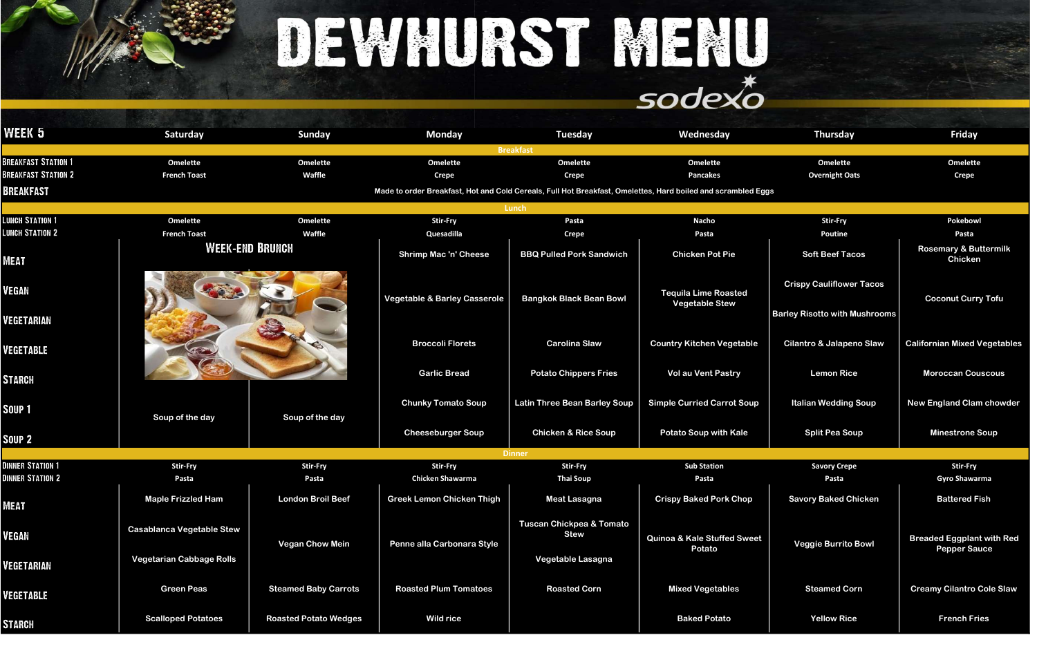# DEWHURST MENU

sodexo

| WEEK 5 | Saturday | Sunday | Monday | Tuesday | Wednesday | Thursday | Friday |
|---|---|---|---|---|---|---|---|
| **Breakfast** | | | | | | | |
| Breakfast Station 1 | Omelette | Omelette | Omelette | Omelette | Omelette | Omelette | Omelette |
| Breakfast Station 2 | French Toast | Waffle | Crepe | Crepe | Pancakes | Overnight Oats | Crepe |
| Breakfast | Made to order Breakfast, Hot and Cold Cereals, Full Hot Breakfast, Omelettes, Hard boiled and scrambled Eggs | | | | | | |
| **Lunch** | | | | | | | |
| Lunch Station 1 | Omelette | Omelette | Stir-Fry | Pasta | Nacho | Stir-Fry | Pokebowl |
| Lunch Station 2 | French Toast | Waffle | Quesadilla | Crepe | Pasta | Poutine | Pasta |
| Meat | Week-End Brunch | | Shrimp Mac 'n' Cheese | BBQ Pulled Pork Sandwich | Chicken Pot Pie | Soft Beef Tacos | Rosemary & Buttermilk Chicken |
| Vegan | | | Vegetable & Barley Casserole | Bangkok Black Bean Bowl | Tequila Lime Roasted Vegetable Stew | Crispy Cauliflower Tacos | Coconut Curry Tofu |
| Vegetarian | | | | | | Barley Risotto with Mushrooms | |
| Vegetable | | | Broccoli Florets | Carolina Slaw | Country Kitchen Vegetable | Cilantro & Jalapeno Slaw | Californian Mixed Vegetables |
| Starch | | | Garlic Bread | Potato Chippers Fries | Vol au Vent Pastry | Lemon Rice | Moroccan Couscous |
| Soup 1 | Soup of the day | Soup of the day | Chunky Tomato Soup | Latin Three Bean Barley Soup | Simple Curried Carrot Soup | Italian Wedding Soup | New England Clam chowder |
| Soup 2 | | | Cheeseburger Soup | Chicken & Rice Soup | Potato Soup with Kale | Split Pea Soup | Minestrone Soup |
| **Dinner** | | | | | | | |
| Dinner Station 1 | Stir-Fry | Stir-Fry | Stir-Fry | Stir-Fry | Sub Station | Savory Crepe | Stir-Fry |
| Dinner Station 2 | Pasta | Pasta | Chicken Shawarma | Thai Soup | Pasta | Pasta | Gyro Shawarma |
| Meat | Maple Frizzled Ham | London Broil Beef | Greek Lemon Chicken Thigh | Meat Lasagna | Crispy Baked Pork Chop | Savory Baked Chicken | Battered Fish |
| Vegan | Casablanca Vegetable Stew | Vegan Chow Mein | Penne alla Carbonara Style | Tuscan Chickpea & Tomato Stew | Quinoa & Kale Stuffed Sweet Potato | Veggie Burrito Bowl | Breaded Eggplant with Red Pepper Sauce |
| Vegetarian | Vegetarian Cabbage Rolls | | | Vegetable Lasagna | | | |
| Vegetable | Green Peas | Steamed Baby Carrots | Roasted Plum Tomatoes | Roasted Corn | Mixed Vegetables | Steamed Corn | Creamy Cilantro Cole Slaw |
| Starch | Scalloped Potatoes | Roasted Potato Wedges | Wild rice | | Baked Potato | Yellow Rice | French Fries |